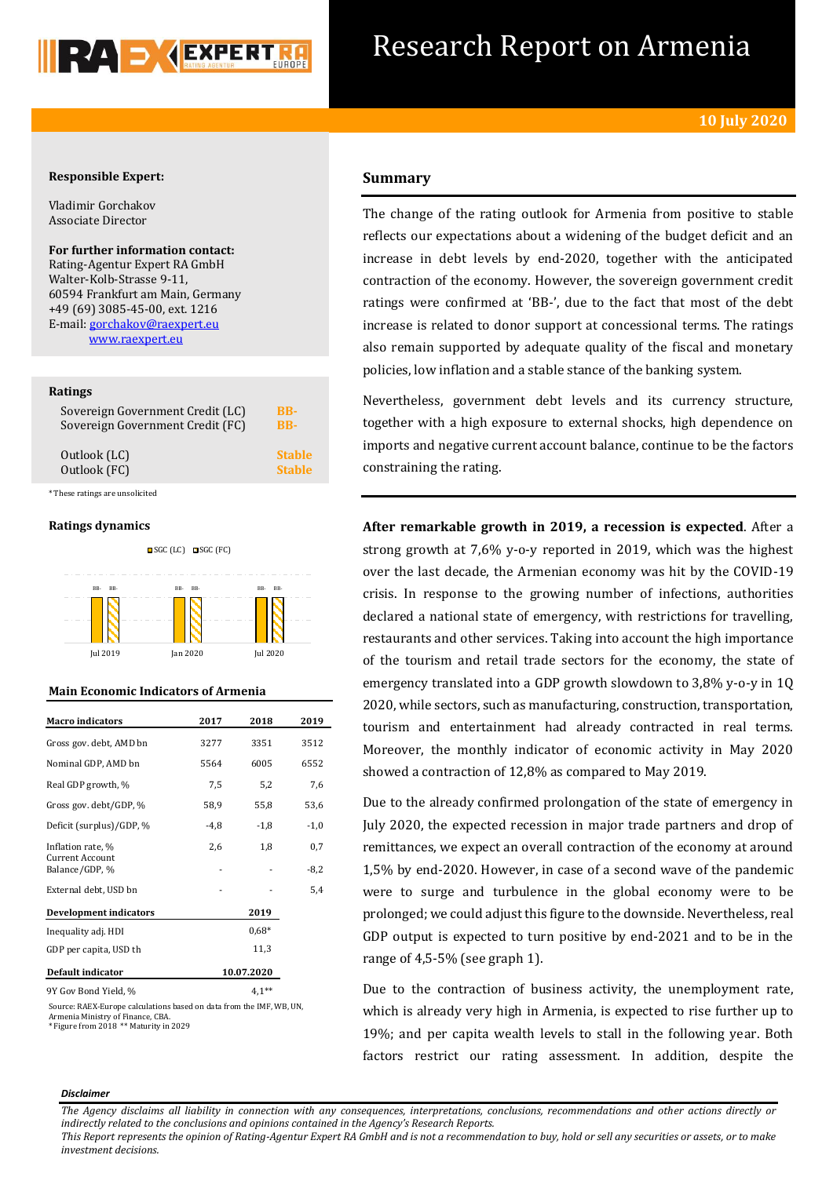# Research Report on Armenia

**10 July 2020**

**Responsible Expert:**

Vladimir Gorchakov
Associate Director

**For further information contact:**
Rating-Agentur Expert RA GmbH
Walter-Kolb-Strasse 9-11,
60594 Frankfurt am Main, Germany
+49 (69) 3085-45-00, ext. 1216
E-mail: gorchakov@raexpert.eu
www.raexpert.eu

**Ratings**

| | |
|---|---|
| Sovereign Government Credit (LC) | BB- |
| Sovereign Government Credit (FC) | BB- |
| Outlook (LC) | Stable |
| Outlook (FC) | Stable |

*These ratings are unsolicited

**Ratings dynamics**

SGC (LC) SGC (FC)

| | Jul 2019 | Jan 2020 | Jul 2020 |
|---|---|---|---|
| SGC (LC) | BB- | BB- | BB- |
| SGC (FC) | BB- | BB- | BB- |

**Main Economic Indicators of Armenia**

| Macro indicators | 2017 | 2018 | 2019 |
|---|---|---|---|
| Gross gov. debt, AMD bn | 3277 | 3351 | 3512 |
| Nominal GDP, AMD bn | 5564 | 6005 | 6552 |
| Real GDP growth, % | 7,5 | 5,2 | 7,6 |
| Gross gov. debt/GDP, % | 58,9 | 55,8 | 53,6 |
| Deficit (surplus)/GDP, % | -4,8 | -1,8 | -1,0 |
| Inflation rate, % | 2,6 | 1,8 | 0,7 |
| Current Account Balance/GDP, % | - | - | -8,2 |
| External debt, USD bn | - | - | 5,4 |
| **Development indicators** | | **2019** | |
| Inequality adj. HDI | | 0,68* | |
| GDP per capita, USD th | | 11,3 | |
| **Default indicator** | | **10.07.2020** | |
| 9Y Gov Bond Yield, % | | 4,1** | |

Source: RAEX-Europe calculations based on data from the IMF, WB, UN, Armenia Ministry of Finance, CBA.
*Figure from 2018 ** Maturity in 2029

## Summary

The change of the rating outlook for Armenia from positive to stable reflects our expectations about a widening of the budget deficit and an increase in debt levels by end-2020, together with the anticipated contraction of the economy. However, the sovereign government credit ratings were confirmed at 'BB-', due to the fact that most of the debt increase is related to donor support at concessional terms. The ratings also remain supported by adequate quality of the fiscal and monetary policies, low inflation and a stable stance of the banking system.

Nevertheless, government debt levels and its currency structure, together with a high exposure to external shocks, high dependence on imports and negative current account balance, continue to be the factors constraining the rating.

**After remarkable growth in 2019, a recession is expected**. After a strong growth at 7,6% y-o-y reported in 2019, which was the highest over the last decade, the Armenian economy was hit by the COVID-19 crisis. In response to the growing number of infections, authorities declared a national state of emergency, with restrictions for travelling, restaurants and other services. Taking into account the high importance of the tourism and retail trade sectors for the economy, the state of emergency translated into a GDP growth slowdown to 3,8% y-o-y in 1Q 2020, while sectors, such as manufacturing, construction, transportation, tourism and entertainment had already contracted in real terms. Moreover, the monthly indicator of economic activity in May 2020 showed a contraction of 12,8% as compared to May 2019.

Due to the already confirmed prolongation of the state of emergency in July 2020, the expected recession in major trade partners and drop of remittances, we expect an overall contraction of the economy at around 1,5% by end-2020. However, in case of a second wave of the pandemic were to surge and turbulence in the global economy were to be prolonged; we could adjust this figure to the downside. Nevertheless, real GDP output is expected to turn positive by end-2021 and to be in the range of 4,5-5% (see graph 1).

Due to the contraction of business activity, the unemployment rate, which is already very high in Armenia, is expected to rise further up to 19%; and per capita wealth levels to stall in the following year. Both factors restrict our rating assessment. In addition, despite the

*Disclaimer*

*The Agency disclaims all liability in connection with any consequences, interpretations, conclusions, recommendations and other actions directly or indirectly related to the conclusions and opinions contained in the Agency's Research Reports.*
*This Report represents the opinion of Rating-Agentur Expert RA GmbH and is not a recommendation to buy, hold or sell any securities or assets, or to make investment decisions.*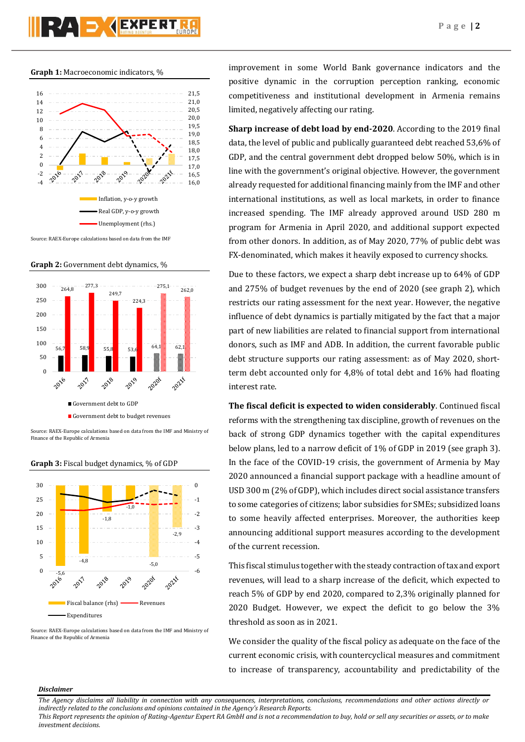**Graph 1:** Macroeconomic indicators, %

Source: RAEX-Europe calculations based on data from the IMF

**Graph 2:** Government debt dynamics, %

Source: RAEX-Europe calculations based on data from the IMF and Ministry of Finance of the Republic of Armenia

**Graph 3:** Fiscal budget dynamics, % of GDP

Source: RAEX-Europe calculations based on data from the IMF and Ministry of Finance of the Republic of Armenia

improvement in some World Bank governance indicators and the positive dynamic in the corruption perception ranking, economic competitiveness and institutional development in Armenia remains limited, negatively affecting our rating.

**Sharp increase of debt load by end-2020**. According to the 2019 final data, the level of public and publically guaranteed debt reached 53,6% of GDP, and the central government debt dropped below 50%, which is in line with the government's original objective. However, the government already requested for additional financing mainly from the IMF and other international institutions, as well as local markets, in order to finance increased spending. The IMF already approved around USD 280 m program for Armenia in April 2020, and additional support expected from other donors. In addition, as of May 2020, 77% of public debt was FX-denominated, which makes it heavily exposed to currency shocks.

Due to these factors, we expect a sharp debt increase up to 64% of GDP and 275% of budget revenues by the end of 2020 (see graph 2), which restricts our rating assessment for the next year. However, the negative influence of debt dynamics is partially mitigated by the fact that a major part of new liabilities are related to financial support from international donors, such as IMF and ADB. In addition, the current favorable public debt structure supports our rating assessment: as of May 2020, short-term debt accounted only for 4,8% of total debt and 16% had floating interest rate.

**The fiscal deficit is expected to widen considerably**. Continued fiscal reforms with the strengthening tax discipline, growth of revenues on the back of strong GDP dynamics together with the capital expenditures below plans, led to a narrow deficit of 1% of GDP in 2019 (see graph 3). In the face of the COVID-19 crisis, the government of Armenia by May 2020 announced a financial support package with a headline amount of USD 300 m (2% of GDP), which includes direct social assistance transfers to some categories of citizens; labor subsidies for SMEs; subsidized loans to some heavily affected enterprises. Moreover, the authorities keep announcing additional support measures according to the development of the current recession.

This fiscal stimulus together with the steady contraction of tax and export revenues, will lead to a sharp increase of the deficit, which expected to reach 5% of GDP by end 2020, compared to 2,3% originally planned for 2020 Budget. However, we expect the deficit to go below the 3% threshold as soon as in 2021.

We consider the quality of the fiscal policy as adequate on the face of the current economic crisis, with countercyclical measures and commitment to increase of transparency, accountability and predictability of the

***Disclaimer***

*The Agency disclaims all liability in connection with any consequences, interpretations, conclusions, recommendations and other actions directly or indirectly related to the conclusions and opinions contained in the Agency's Research Reports.*
*This Report represents the opinion of Rating-Agentur Expert RA GmbH and is not a recommendation to buy, hold or sell any securities or assets, or to make investment decisions.*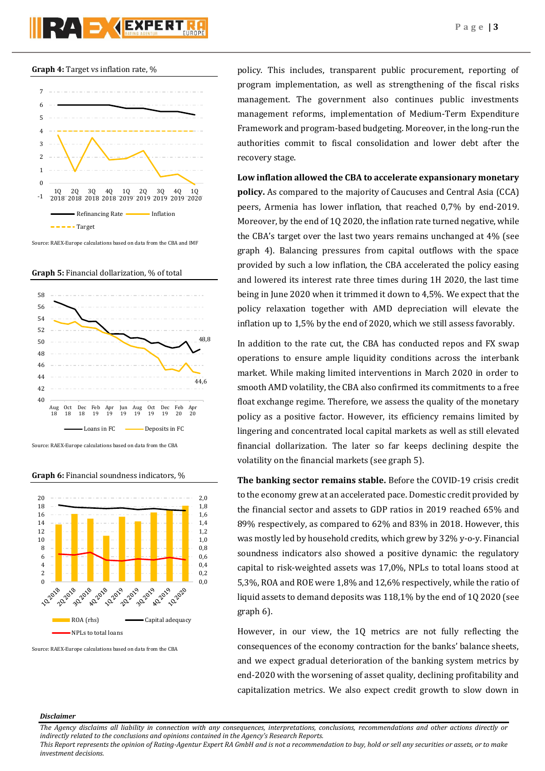**Graph 4:** Target vs inflation rate, %

Source: RAEX-Europe calculations based on data from the CBA and IMF

**Graph 5:** Financial dollarization, % of total

Source: RAEX-Europe calculations based on data from the CBA

**Graph 6:** Financial soundness indicators, %

Source: RAEX-Europe calculations based on data from the CBA

policy. This includes, transparent public procurement, reporting of program implementation, as well as strengthening of the fiscal risks management. The government also continues public investments management reforms, implementation of Medium-Term Expenditure Framework and program-based budgeting. Moreover, in the long-run the authorities commit to fiscal consolidation and lower debt after the recovery stage.

**Low inflation allowed the CBA to accelerate expansionary monetary policy.** As compared to the majority of Caucuses and Central Asia (CCA) peers, Armenia has lower inflation, that reached 0,7% by end-2019. Moreover, by the end of 1Q 2020, the inflation rate turned negative, while the CBA's target over the last two years remains unchanged at 4% (see graph 4). Balancing pressures from capital outflows with the space provided by such a low inflation, the CBA accelerated the policy easing and lowered its interest rate three times during 1H 2020, the last time being in June 2020 when it trimmed it down to 4,5%. We expect that the policy relaxation together with AMD depreciation will elevate the inflation up to 1,5% by the end of 2020, which we still assess favorably.

In addition to the rate cut, the CBA has conducted repos and FX swap operations to ensure ample liquidity conditions across the interbank market. While making limited interventions in March 2020 in order to smooth AMD volatility, the CBA also confirmed its commitments to a free float exchange regime. Therefore, we assess the quality of the monetary policy as a positive factor. However, its efficiency remains limited by lingering and concentrated local capital markets as well as still elevated financial dollarization. The later so far keeps declining despite the volatility on the financial markets (see graph 5).

**The banking sector remains stable.** Before the COVID-19 crisis credit to the economy grew at an accelerated pace. Domestic credit provided by the financial sector and assets to GDP ratios in 2019 reached 65% and 89% respectively, as compared to 62% and 83% in 2018. However, this was mostly led by household credits, which grew by 32% y-o-y. Financial soundness indicators also showed a positive dynamic: the regulatory capital to risk-weighted assets was 17,0%, NPLs to total loans stood at 5,3%, ROA and ROE were 1,8% and 12,6% respectively, while the ratio of liquid assets to demand deposits was 118,1% by the end of 1Q 2020 (see graph 6).

However, in our view, the 1Q metrics are not fully reflecting the consequences of the economy contraction for the banks' balance sheets, and we expect gradual deterioration of the banking system metrics by end-2020 with the worsening of asset quality, declining profitability and capitalization metrics. We also expect credit growth to slow down in

***Disclaimer***

*The Agency disclaims all liability in connection with any consequences, interpretations, conclusions, recommendations and other actions directly or indirectly related to the conclusions and opinions contained in the Agency's Research Reports.*
*This Report represents the opinion of Rating-Agentur Expert RA GmbH and is not a recommendation to buy, hold or sell any securities or assets, or to make investment decisions.*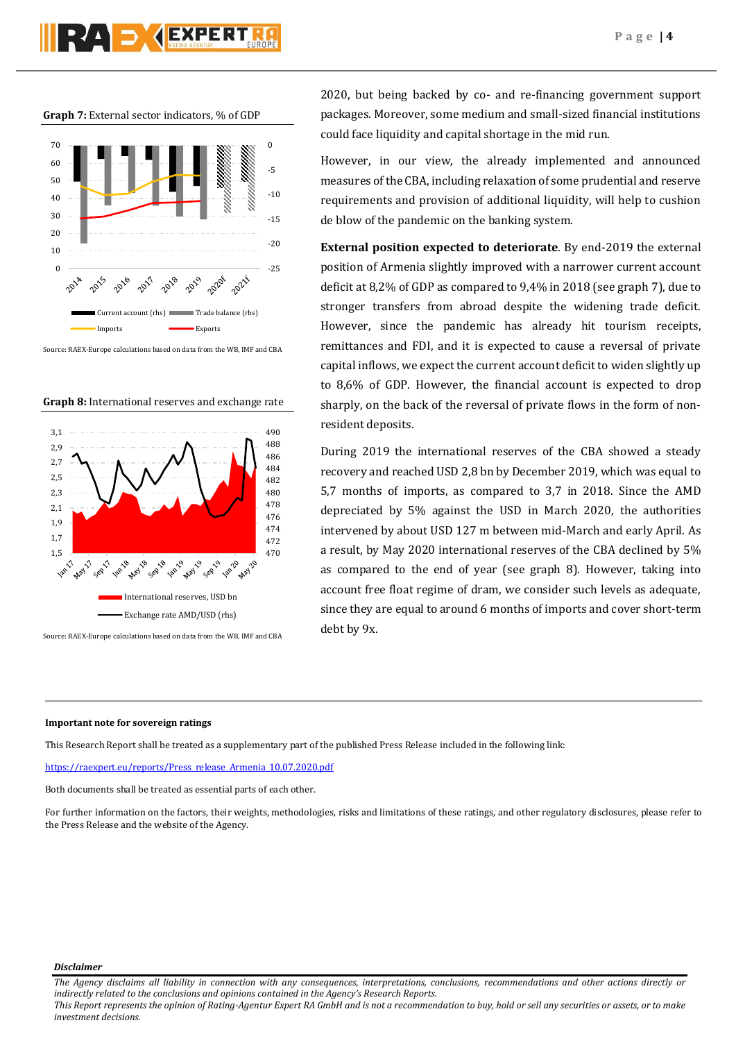**Graph 7:** External sector indicators, % of GDP

70
60
50
40
30
20
10
0

0
-5
-10
-15
-20
-25

2014
2015
2016
2017
2018
2019
2020f
2021f

Current account (rhs)
Trade balance (rhs)
Imports
Exports

Source: RAEX-Europe calculations based on data from the WB, IMF and CBA

**Graph 8:** International reserves and exchange rate

3,1
2,9
2,7
2,5
2,3
2,1
1,9
1,7
1,5

490
488
486
484
482
480
478
476
474
472
470

Jan 17
May 17
Sep 17
Jan 18
May 18
Sep 18
Jan 19
May 19
Sep 19
Jan 20
May 20

International reserves, USD bn
Exchange rate AMD/USD (rhs)

Source: RAEX-Europe calculations based on data from the WB, IMF and CBA

2020, but being backed by co- and re-financing government support packages. Moreover, some medium and small-sized financial institutions could face liquidity and capital shortage in the mid run.

However, in our view, the already implemented and announced measures of the CBA, including relaxation of some prudential and reserve requirements and provision of additional liquidity, will help to cushion de blow of the pandemic on the banking system.

**External position expected to deteriorate**. By end-2019 the external position of Armenia slightly improved with a narrower current account deficit at 8,2% of GDP as compared to 9,4% in 2018 (see graph 7), due to stronger transfers from abroad despite the widening trade deficit. However, since the pandemic has already hit tourism receipts, remittances and FDI, and it is expected to cause a reversal of private capital inflows, we expect the current account deficit to widen slightly up to 8,6% of GDP. However, the financial account is expected to drop sharply, on the back of the reversal of private flows in the form of non-resident deposits.

During 2019 the international reserves of the CBA showed a steady recovery and reached USD 2,8 bn by December 2019, which was equal to 5,7 months of imports, as compared to 3,7 in 2018. Since the AMD depreciated by 5% against the USD in March 2020, the authorities intervened by about USD 127 m between mid-March and early April. As a result, by May 2020 international reserves of the CBA declined by 5% as compared to the end of year (see graph 8). However, taking into account free float regime of dram, we consider such levels as adequate, since they are equal to around 6 months of imports and cover short-term debt by 9x.

**Important note for sovereign ratings**

This Research Report shall be treated as a supplementary part of the published Press Release included in the following link:

https://raexpert.eu/reports/Press_release_Armenia_10.07.2020.pdf

Both documents shall be treated as essential parts of each other.

For further information on the factors, their weights, methodologies, risks and limitations of these ratings, and other regulatory disclosures, please refer to the Press Release and the website of the Agency.

***Disclaimer***

*The Agency disclaims all liability in connection with any consequences, interpretations, conclusions, recommendations and other actions directly or indirectly related to the conclusions and opinions contained in the Agency's Research Reports.*
*This Report represents the opinion of Rating-Agentur Expert RA GmbH and is not a recommendation to buy, hold or sell any securities or assets, or to make investment decisions.*